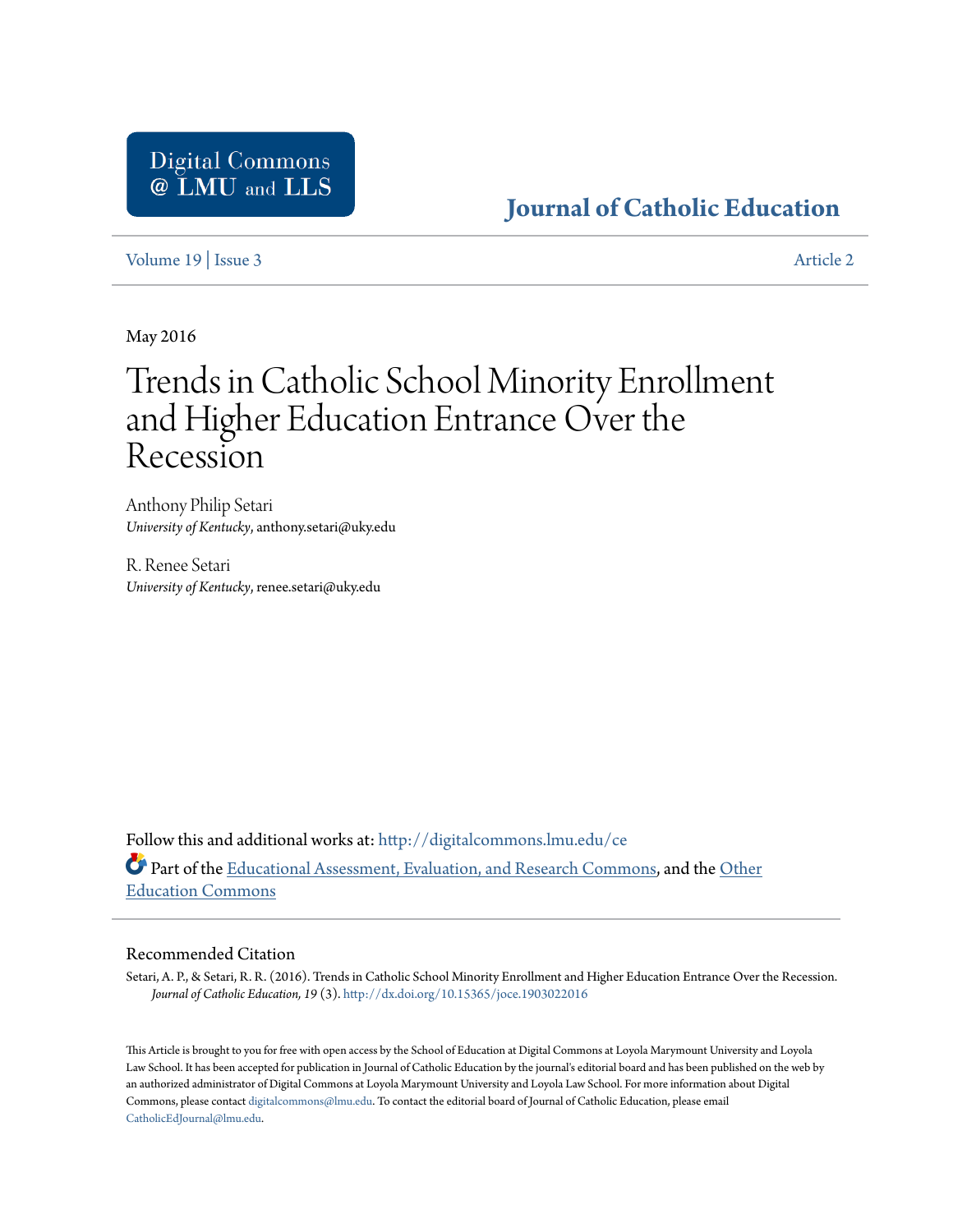Digital Commons @ LMU and LLS

# Journal of Catholic Education

Volume 19 | Issue 3 — Article 2

May 2016

# Trends in Catholic School Minority Enrollment and Higher Education Entrance Over the Recession

Anthony Philip Setari
*University of Kentucky*, anthony.setari@uky.edu

R. Renee Setari
*University of Kentucky*, renee.setari@uky.edu

Follow this and additional works at: http://digitalcommons.lmu.edu/ce

Part of the Educational Assessment, Evaluation, and Research Commons, and the Other Education Commons

## Recommended Citation

Setari, A. P., & Setari, R. R. (2016). Trends in Catholic School Minority Enrollment and Higher Education Entrance Over the Recession. *Journal of Catholic Education, 19* (3). http://dx.doi.org/10.15365/joce.1903022016

This Article is brought to you for free with open access by the School of Education at Digital Commons at Loyola Marymount University and Loyola Law School. It has been accepted for publication in Journal of Catholic Education by the journal's editorial board and has been published on the web by an authorized administrator of Digital Commons at Loyola Marymount University and Loyola Law School. For more information about Digital Commons, please contact digitalcommons@lmu.edu. To contact the editorial board of Journal of Catholic Education, please email CatholicEdJournal@lmu.edu.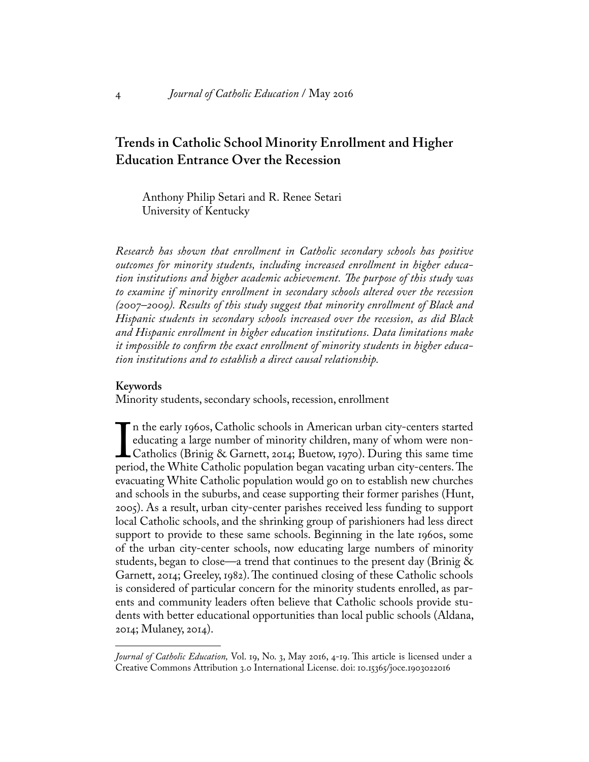# Trends in Catholic School Minority Enrollment and Higher Education Entrance Over the Recession

Anthony Philip Setari and R. Renee Setari
University of Kentucky

*Research has shown that enrollment in Catholic secondary schools has positive outcomes for minority students, including increased enrollment in higher education institutions and higher academic achievement. The purpose of this study was to examine if minority enrollment in secondary schools altered over the recession (2007–2009). Results of this study suggest that minority enrollment of Black and Hispanic students in secondary schools increased over the recession, as did Black and Hispanic enrollment in higher education institutions. Data limitations make it impossible to confirm the exact enrollment of minority students in higher education institutions and to establish a direct causal relationship.*

**Keywords**
Minority students, secondary schools, recession, enrollment

In the early 1960s, Catholic schools in American urban city-centers started educating a large number of minority children, many of whom were non-Catholics (Brinig & Garnett, 2014; Buetow, 1970). During this same time period, the White Catholic population began vacating urban city-centers. The evacuating White Catholic population would go on to establish new churches and schools in the suburbs, and cease supporting their former parishes (Hunt, 2005). As a result, urban city-center parishes received less funding to support local Catholic schools, and the shrinking group of parishioners had less direct support to provide to these same schools. Beginning in the late 1960s, some of the urban city-center schools, now educating large numbers of minority students, began to close—a trend that continues to the present day (Brinig & Garnett, 2014; Greeley, 1982). The continued closing of these Catholic schools is considered of particular concern for the minority students enrolled, as parents and community leaders often believe that Catholic schools provide students with better educational opportunities than local public schools (Aldana, 2014; Mulaney, 2014).

---

*Journal of Catholic Education,* Vol. 19, No. 3, May 2016, 4-19. This article is licensed under a Creative Commons Attribution 3.0 International License. doi: 10.15365/joce.1903022016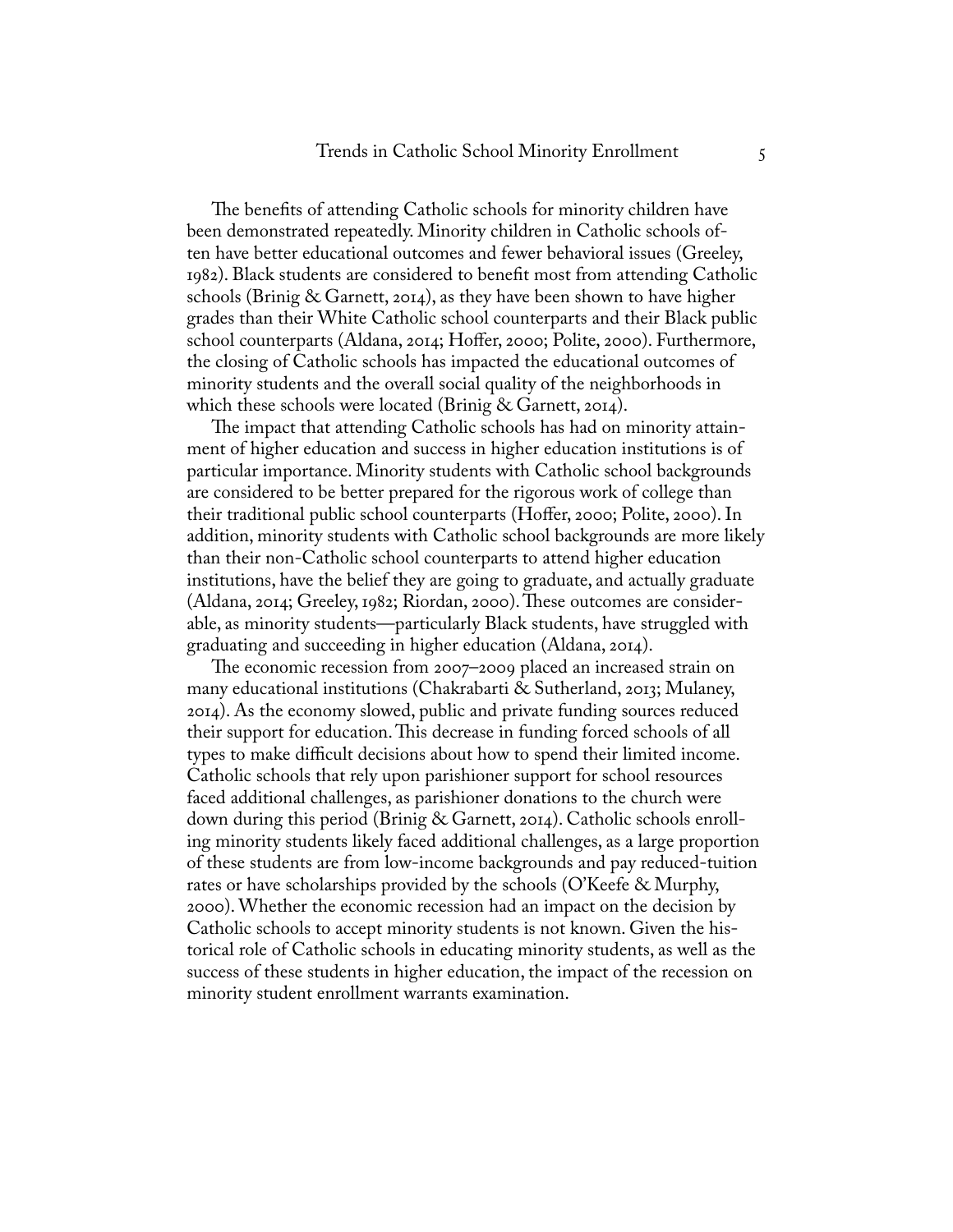The benefits of attending Catholic schools for minority children have been demonstrated repeatedly. Minority children in Catholic schools often have better educational outcomes and fewer behavioral issues (Greeley, 1982). Black students are considered to benefit most from attending Catholic schools (Brinig & Garnett, 2014), as they have been shown to have higher grades than their White Catholic school counterparts and their Black public school counterparts (Aldana, 2014; Hoffer, 2000; Polite, 2000). Furthermore, the closing of Catholic schools has impacted the educational outcomes of minority students and the overall social quality of the neighborhoods in which these schools were located (Brinig & Garnett, 2014).

The impact that attending Catholic schools has had on minority attainment of higher education and success in higher education institutions is of particular importance. Minority students with Catholic school backgrounds are considered to be better prepared for the rigorous work of college than their traditional public school counterparts (Hoffer, 2000; Polite, 2000). In addition, minority students with Catholic school backgrounds are more likely than their non-Catholic school counterparts to attend higher education institutions, have the belief they are going to graduate, and actually graduate (Aldana, 2014; Greeley, 1982; Riordan, 2000). These outcomes are considerable, as minority students—particularly Black students, have struggled with graduating and succeeding in higher education (Aldana, 2014).

The economic recession from 2007–2009 placed an increased strain on many educational institutions (Chakrabarti & Sutherland, 2013; Mulaney, 2014). As the economy slowed, public and private funding sources reduced their support for education. This decrease in funding forced schools of all types to make difficult decisions about how to spend their limited income. Catholic schools that rely upon parishioner support for school resources faced additional challenges, as parishioner donations to the church were down during this period (Brinig & Garnett, 2014). Catholic schools enrolling minority students likely faced additional challenges, as a large proportion of these students are from low-income backgrounds and pay reduced-tuition rates or have scholarships provided by the schools (O'Keefe & Murphy, 2000). Whether the economic recession had an impact on the decision by Catholic schools to accept minority students is not known. Given the historical role of Catholic schools in educating minority students, as well as the success of these students in higher education, the impact of the recession on minority student enrollment warrants examination.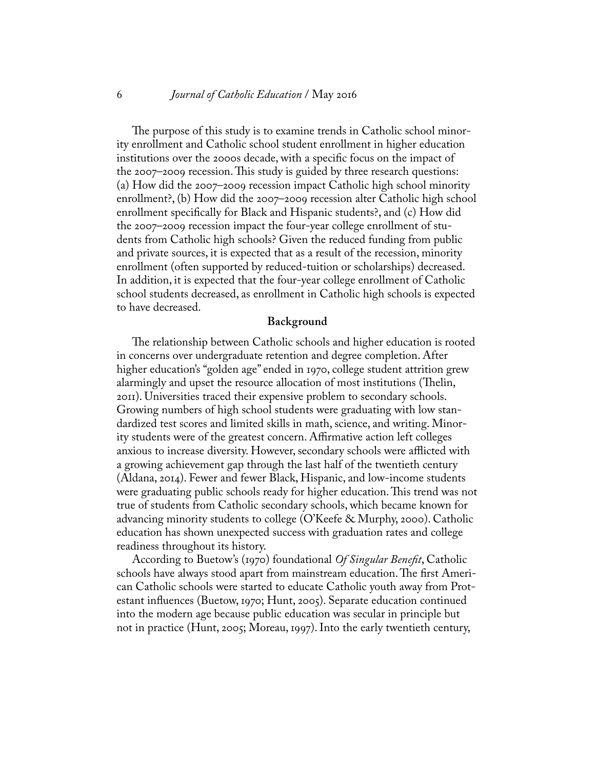The purpose of this study is to examine trends in Catholic school minority enrollment and Catholic school student enrollment in higher education institutions over the 2000s decade, with a specific focus on the impact of the 2007–2009 recession. This study is guided by three research questions: (a) How did the 2007–2009 recession impact Catholic high school minority enrollment?, (b) How did the 2007–2009 recession alter Catholic high school enrollment specifically for Black and Hispanic students?, and (c) How did the 2007–2009 recession impact the four-year college enrollment of students from Catholic high schools? Given the reduced funding from public and private sources, it is expected that as a result of the recession, minority enrollment (often supported by reduced-tuition or scholarships) decreased. In addition, it is expected that the four-year college enrollment of Catholic school students decreased, as enrollment in Catholic high schools is expected to have decreased.

## Background

The relationship between Catholic schools and higher education is rooted in concerns over undergraduate retention and degree completion. After higher education's "golden age" ended in 1970, college student attrition grew alarmingly and upset the resource allocation of most institutions (Thelin, 2011). Universities traced their expensive problem to secondary schools. Growing numbers of high school students were graduating with low standardized test scores and limited skills in math, science, and writing. Minority students were of the greatest concern. Affirmative action left colleges anxious to increase diversity. However, secondary schools were afflicted with a growing achievement gap through the last half of the twentieth century (Aldana, 2014). Fewer and fewer Black, Hispanic, and low-income students were graduating public schools ready for higher education. This trend was not true of students from Catholic secondary schools, which became known for advancing minority students to college (O'Keefe & Murphy, 2000). Catholic education has shown unexpected success with graduation rates and college readiness throughout its history.

According to Buetow's (1970) foundational *Of Singular Benefit*, Catholic schools have always stood apart from mainstream education. The first American Catholic schools were started to educate Catholic youth away from Protestant influences (Buetow, 1970; Hunt, 2005). Separate education continued into the modern age because public education was secular in principle but not in practice (Hunt, 2005; Moreau, 1997). Into the early twentieth century,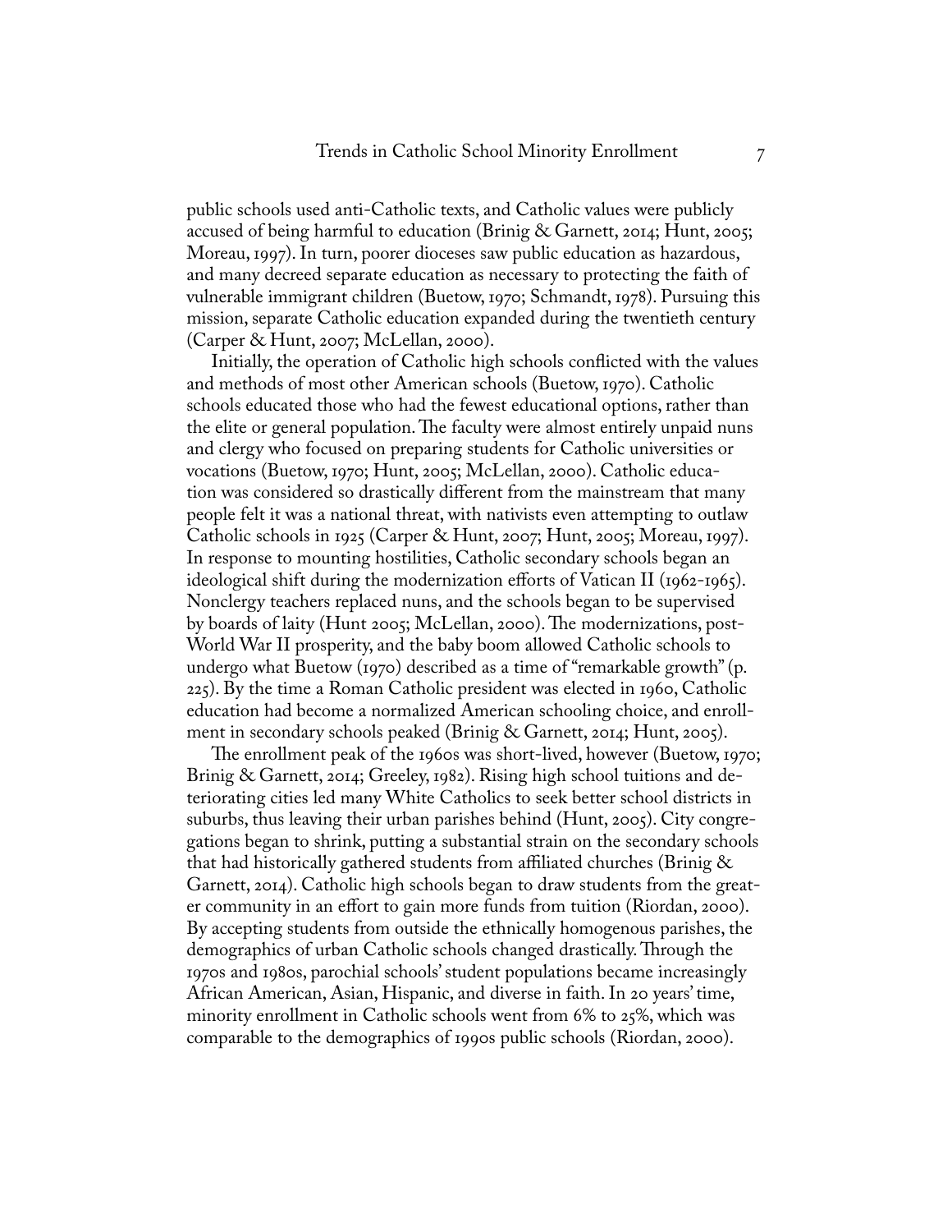public schools used anti-Catholic texts, and Catholic values were publicly accused of being harmful to education (Brinig & Garnett, 2014; Hunt, 2005; Moreau, 1997). In turn, poorer dioceses saw public education as hazardous, and many decreed separate education as necessary to protecting the faith of vulnerable immigrant children (Buetow, 1970; Schmandt, 1978). Pursuing this mission, separate Catholic education expanded during the twentieth century (Carper & Hunt, 2007; McLellan, 2000).

Initially, the operation of Catholic high schools conflicted with the values and methods of most other American schools (Buetow, 1970). Catholic schools educated those who had the fewest educational options, rather than the elite or general population. The faculty were almost entirely unpaid nuns and clergy who focused on preparing students for Catholic universities or vocations (Buetow, 1970; Hunt, 2005; McLellan, 2000). Catholic education was considered so drastically different from the mainstream that many people felt it was a national threat, with nativists even attempting to outlaw Catholic schools in 1925 (Carper & Hunt, 2007; Hunt, 2005; Moreau, 1997). In response to mounting hostilities, Catholic secondary schools began an ideological shift during the modernization efforts of Vatican II (1962-1965). Nonclergy teachers replaced nuns, and the schools began to be supervised by boards of laity (Hunt 2005; McLellan, 2000). The modernizations, post-World War II prosperity, and the baby boom allowed Catholic schools to undergo what Buetow (1970) described as a time of "remarkable growth" (p. 225). By the time a Roman Catholic president was elected in 1960, Catholic education had become a normalized American schooling choice, and enrollment in secondary schools peaked (Brinig & Garnett, 2014; Hunt, 2005).

The enrollment peak of the 1960s was short-lived, however (Buetow, 1970; Brinig & Garnett, 2014; Greeley, 1982). Rising high school tuitions and deteriorating cities led many White Catholics to seek better school districts in suburbs, thus leaving their urban parishes behind (Hunt, 2005). City congregations began to shrink, putting a substantial strain on the secondary schools that had historically gathered students from affiliated churches (Brinig & Garnett, 2014). Catholic high schools began to draw students from the greater community in an effort to gain more funds from tuition (Riordan, 2000). By accepting students from outside the ethnically homogenous parishes, the demographics of urban Catholic schools changed drastically. Through the 1970s and 1980s, parochial schools' student populations became increasingly African American, Asian, Hispanic, and diverse in faith. In 20 years' time, minority enrollment in Catholic schools went from 6% to 25%, which was comparable to the demographics of 1990s public schools (Riordan, 2000).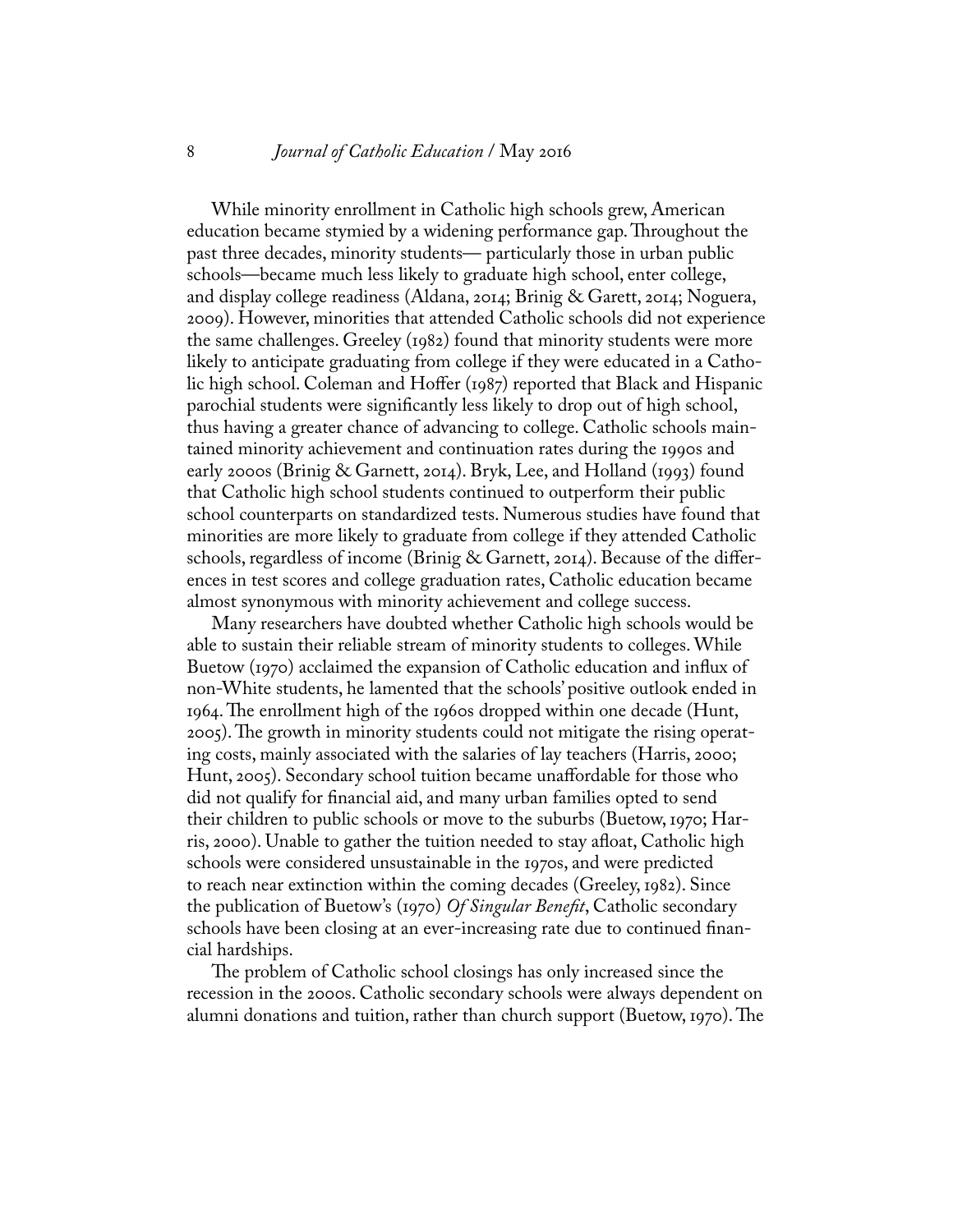While minority enrollment in Catholic high schools grew, American education became stymied by a widening performance gap. Throughout the past three decades, minority students— particularly those in urban public schools—became much less likely to graduate high school, enter college, and display college readiness (Aldana, 2014; Brinig & Garett, 2014; Noguera, 2009). However, minorities that attended Catholic schools did not experience the same challenges. Greeley (1982) found that minority students were more likely to anticipate graduating from college if they were educated in a Catholic high school. Coleman and Hoffer (1987) reported that Black and Hispanic parochial students were significantly less likely to drop out of high school, thus having a greater chance of advancing to college. Catholic schools maintained minority achievement and continuation rates during the 1990s and early 2000s (Brinig & Garnett, 2014). Bryk, Lee, and Holland (1993) found that Catholic high school students continued to outperform their public school counterparts on standardized tests. Numerous studies have found that minorities are more likely to graduate from college if they attended Catholic schools, regardless of income (Brinig & Garnett, 2014). Because of the differences in test scores and college graduation rates, Catholic education became almost synonymous with minority achievement and college success.

Many researchers have doubted whether Catholic high schools would be able to sustain their reliable stream of minority students to colleges. While Buetow (1970) acclaimed the expansion of Catholic education and influx of non-White students, he lamented that the schools' positive outlook ended in 1964. The enrollment high of the 1960s dropped within one decade (Hunt, 2005). The growth in minority students could not mitigate the rising operating costs, mainly associated with the salaries of lay teachers (Harris, 2000; Hunt, 2005). Secondary school tuition became unaffordable for those who did not qualify for financial aid, and many urban families opted to send their children to public schools or move to the suburbs (Buetow, 1970; Harris, 2000). Unable to gather the tuition needed to stay afloat, Catholic high schools were considered unsustainable in the 1970s, and were predicted to reach near extinction within the coming decades (Greeley, 1982). Since the publication of Buetow's (1970) *Of Singular Benefit*, Catholic secondary schools have been closing at an ever-increasing rate due to continued financial hardships.

The problem of Catholic school closings has only increased since the recession in the 2000s. Catholic secondary schools were always dependent on alumni donations and tuition, rather than church support (Buetow, 1970). The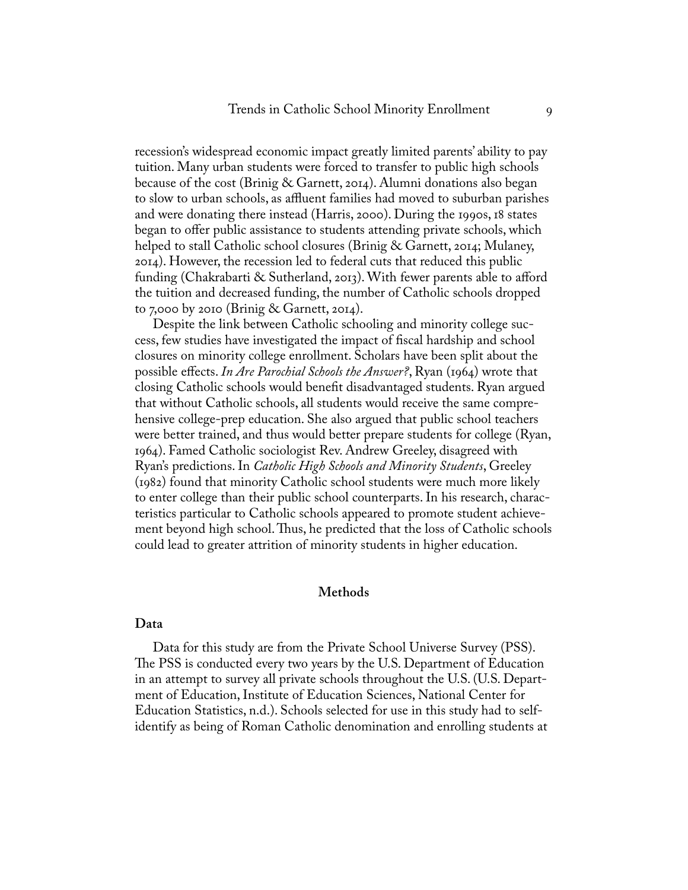recession's widespread economic impact greatly limited parents' ability to pay tuition. Many urban students were forced to transfer to public high schools because of the cost (Brinig & Garnett, 2014). Alumni donations also began to slow to urban schools, as affluent families had moved to suburban parishes and were donating there instead (Harris, 2000). During the 1990s, 18 states began to offer public assistance to students attending private schools, which helped to stall Catholic school closures (Brinig & Garnett, 2014; Mulaney, 2014). However, the recession led to federal cuts that reduced this public funding (Chakrabarti & Sutherland, 2013). With fewer parents able to afford the tuition and decreased funding, the number of Catholic schools dropped to 7,000 by 2010 (Brinig & Garnett, 2014).

Despite the link between Catholic schooling and minority college success, few studies have investigated the impact of fiscal hardship and school closures on minority college enrollment. Scholars have been split about the possible effects. *In Are Parochial Schools the Answer?*, Ryan (1964) wrote that closing Catholic schools would benefit disadvantaged students. Ryan argued that without Catholic schools, all students would receive the same comprehensive college-prep education. She also argued that public school teachers were better trained, and thus would better prepare students for college (Ryan, 1964). Famed Catholic sociologist Rev. Andrew Greeley, disagreed with Ryan's predictions. In *Catholic High Schools and Minority Students*, Greeley (1982) found that minority Catholic school students were much more likely to enter college than their public school counterparts. In his research, characteristics particular to Catholic schools appeared to promote student achievement beyond high school. Thus, he predicted that the loss of Catholic schools could lead to greater attrition of minority students in higher education.

## Methods

### Data

Data for this study are from the Private School Universe Survey (PSS). The PSS is conducted every two years by the U.S. Department of Education in an attempt to survey all private schools throughout the U.S. (U.S. Department of Education, Institute of Education Sciences, National Center for Education Statistics, n.d.). Schools selected for use in this study had to self-identify as being of Roman Catholic denomination and enrolling students at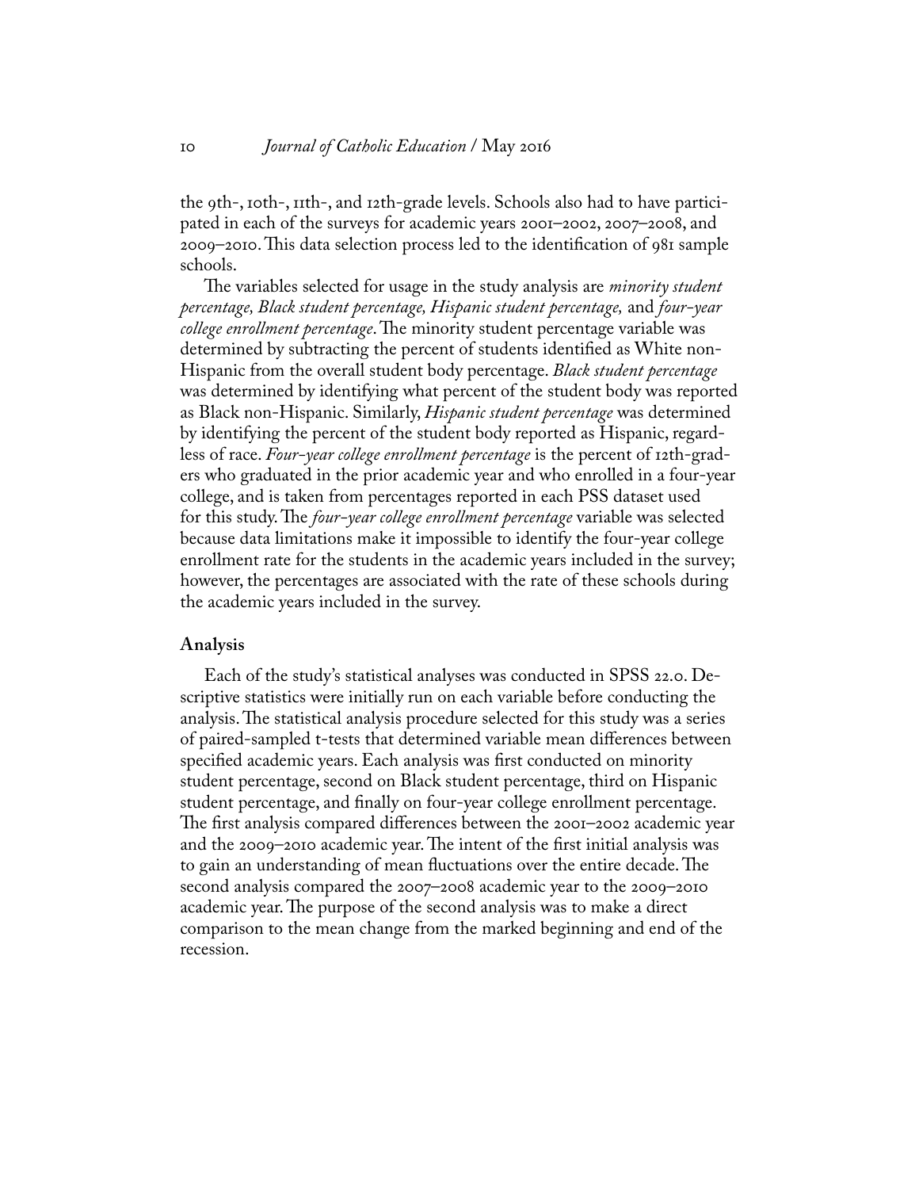the 9th-, 10th-, 11th-, and 12th-grade levels. Schools also had to have participated in each of the surveys for academic years 2001–2002, 2007–2008, and 2009–2010. This data selection process led to the identification of 981 sample schools.

The variables selected for usage in the study analysis are *minority student percentage, Black student percentage, Hispanic student percentage,* and *four-year college enrollment percentage*. The minority student percentage variable was determined by subtracting the percent of students identified as White non-Hispanic from the overall student body percentage. *Black student percentage* was determined by identifying what percent of the student body was reported as Black non-Hispanic. Similarly, *Hispanic student percentage* was determined by identifying the percent of the student body reported as Hispanic, regardless of race. *Four-year college enrollment percentage* is the percent of 12th-graders who graduated in the prior academic year and who enrolled in a four-year college, and is taken from percentages reported in each PSS dataset used for this study. The *four-year college enrollment percentage* variable was selected because data limitations make it impossible to identify the four-year college enrollment rate for the students in the academic years included in the survey; however, the percentages are associated with the rate of these schools during the academic years included in the survey.

### Analysis

Each of the study's statistical analyses was conducted in SPSS 22.0. Descriptive statistics were initially run on each variable before conducting the analysis. The statistical analysis procedure selected for this study was a series of paired-sampled t-tests that determined variable mean differences between specified academic years. Each analysis was first conducted on minority student percentage, second on Black student percentage, third on Hispanic student percentage, and finally on four-year college enrollment percentage. The first analysis compared differences between the 2001–2002 academic year and the 2009–2010 academic year. The intent of the first initial analysis was to gain an understanding of mean fluctuations over the entire decade. The second analysis compared the 2007–2008 academic year to the 2009–2010 academic year. The purpose of the second analysis was to make a direct comparison to the mean change from the marked beginning and end of the recession.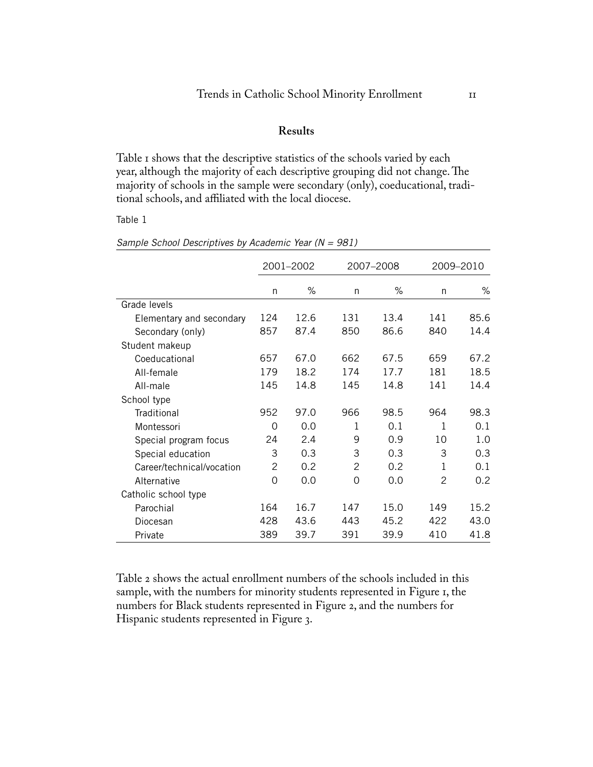## Results

Table 1 shows that the descriptive statistics of the schools varied by each year, although the majority of each descriptive grouping did not change. The majority of schools in the sample were secondary (only), coeducational, traditional schools, and affiliated with the local diocese.

Table 1

*Sample School Descriptives by Academic Year (N = 981)*

| | 2001–2002 | | 2007–2008 | | 2009–2010 | |
|---|---|---|---|---|---|---|
| | n | % | n | % | n | % |
| Grade levels | | | | | | |
| Elementary and secondary | 124 | 12.6 | 131 | 13.4 | 141 | 85.6 |
| Secondary (only) | 857 | 87.4 | 850 | 86.6 | 840 | 14.4 |
| Student makeup | | | | | | |
| Coeducational | 657 | 67.0 | 662 | 67.5 | 659 | 67.2 |
| All-female | 179 | 18.2 | 174 | 17.7 | 181 | 18.5 |
| All-male | 145 | 14.8 | 145 | 14.8 | 141 | 14.4 |
| School type | | | | | | |
| Traditional | 952 | 97.0 | 966 | 98.5 | 964 | 98.3 |
| Montessori | 0 | 0.0 | 1 | 0.1 | 1 | 0.1 |
| Special program focus | 24 | 2.4 | 9 | 0.9 | 10 | 1.0 |
| Special education | 3 | 0.3 | 3 | 0.3 | 3 | 0.3 |
| Career/technical/vocation | 2 | 0.2 | 2 | 0.2 | 1 | 0.1 |
| Alternative | 0 | 0.0 | 0 | 0.0 | 2 | 0.2 |
| Catholic school type | | | | | | |
| Parochial | 164 | 16.7 | 147 | 15.0 | 149 | 15.2 |
| Diocesan | 428 | 43.6 | 443 | 45.2 | 422 | 43.0 |
| Private | 389 | 39.7 | 391 | 39.9 | 410 | 41.8 |

Table 2 shows the actual enrollment numbers of the schools included in this sample, with the numbers for minority students represented in Figure 1, the numbers for Black students represented in Figure 2, and the numbers for Hispanic students represented in Figure 3.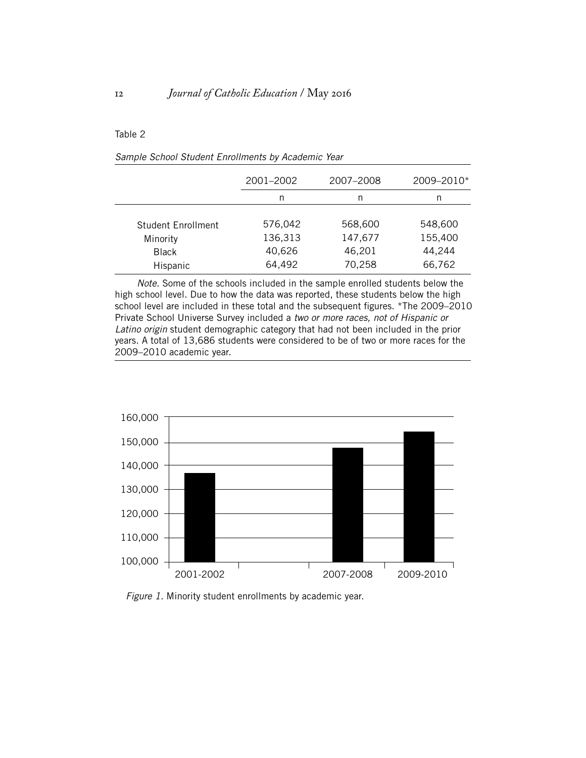Table 2

*Sample School Student Enrollments by Academic Year*

| | 2001–2002 | 2007–2008 | 2009–2010* |
|---|---|---|---|
| | n | n | n |
| Student Enrollment | 576,042 | 568,600 | 548,600 |
| Minority | 136,313 | 147,677 | 155,400 |
| Black | 40,626 | 46,201 | 44,244 |
| Hispanic | 64,492 | 70,258 | 66,762 |

*Note*. Some of the schools included in the sample enrolled students below the high school level. Due to how the data was reported, these students below the high school level are included in these total and the subsequent figures. *The 2009–2010 Private School Universe Survey included a *two or more races, not of Hispanic or Latino origin* student demographic category that had not been included in the prior years. A total of 13,686 students were considered to be of two or more races for the 2009–2010 academic year.

*Figure 1*. Minority student enrollments by academic year.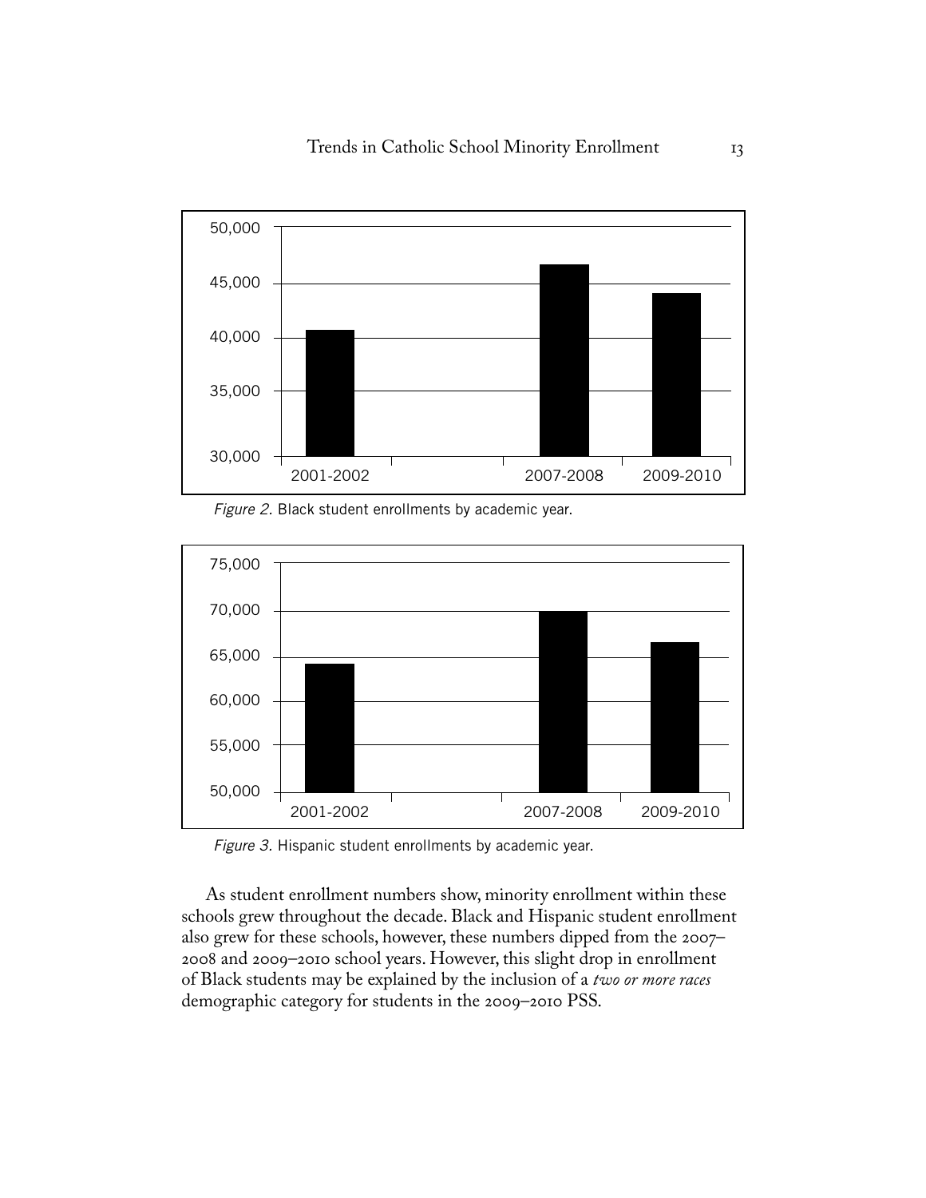*Figure 2.* Black student enrollments by academic year.

*Figure 3.* Hispanic student enrollments by academic year.

As student enrollment numbers show, minority enrollment within these schools grew throughout the decade. Black and Hispanic student enrollment also grew for these schools, however, these numbers dipped from the 2007–2008 and 2009–2010 school years. However, this slight drop in enrollment of Black students may be explained by the inclusion of a *two or more races* demographic category for students in the 2009–2010 PSS.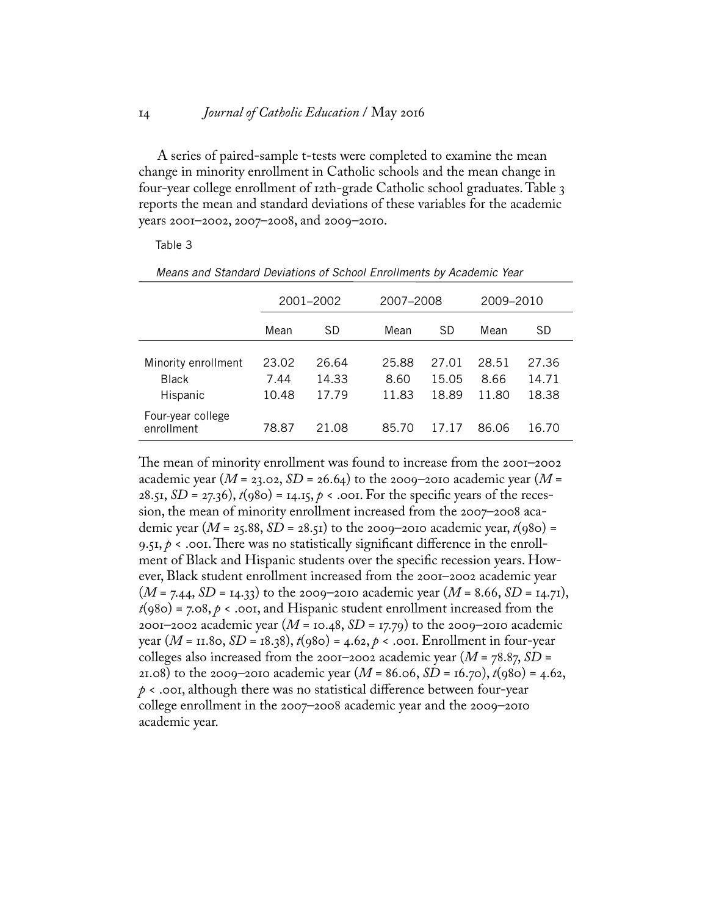A series of paired-sample t-tests were completed to examine the mean change in minority enrollment in Catholic schools and the mean change in four-year college enrollment of 12th-grade Catholic school graduates. Table 3 reports the mean and standard deviations of these variables for the academic years 2001–2002, 2007–2008, and 2009–2010.

Table 3

*Means and Standard Deviations of School Enrollments by Academic Year*

| | 2001–2002 | | 2007–2008 | | 2009–2010 | |
|---|---|---|---|---|---|---|
| | Mean | SD | Mean | SD | Mean | SD |
| Minority enrollment | 23.02 | 26.64 | 25.88 | 27.01 | 28.51 | 27.36 |
| Black | 7.44 | 14.33 | 8.60 | 15.05 | 8.66 | 14.71 |
| Hispanic | 10.48 | 17.79 | 11.83 | 18.89 | 11.80 | 18.38 |
| Four-year college enrollment | 78.87 | 21.08 | 85.70 | 17.17 | 86.06 | 16.70 |

The mean of minority enrollment was found to increase from the 2001–2002 academic year ($M$ = 23.02, $SD$ = 26.64) to the 2009–2010 academic year ($M$ = 28.51, $SD$ = 27.36), $t(980) = 14.15$, $p < .001$. For the specific years of the recession, the mean of minority enrollment increased from the 2007–2008 academic year ($M$ = 25.88, $SD$ = 28.51) to the 2009–2010 academic year, $t(980) = 9.51$, $p < .001$. There was no statistically significant difference in the enrollment of Black and Hispanic students over the specific recession years. However, Black student enrollment increased from the 2001–2002 academic year ($M$ = 7.44, $SD$ = 14.33) to the 2009–2010 academic year ($M$ = 8.66, $SD$ = 14.71), $t(980) = 7.08$, $p < .001$, and Hispanic student enrollment increased from the 2001–2002 academic year ($M$ = 10.48, $SD$ = 17.79) to the 2009–2010 academic year ($M$ = 11.80, $SD$ = 18.38), $t(980) = 4.62$, $p < .001$. Enrollment in four-year colleges also increased from the 2001–2002 academic year ($M$ = 78.87, $SD$ = 21.08) to the 2009–2010 academic year ($M$ = 86.06, $SD$ = 16.70), $t(980) = 4.62$, $p < .001$, although there was no statistical difference between four-year college enrollment in the 2007–2008 academic year and the 2009–2010 academic year.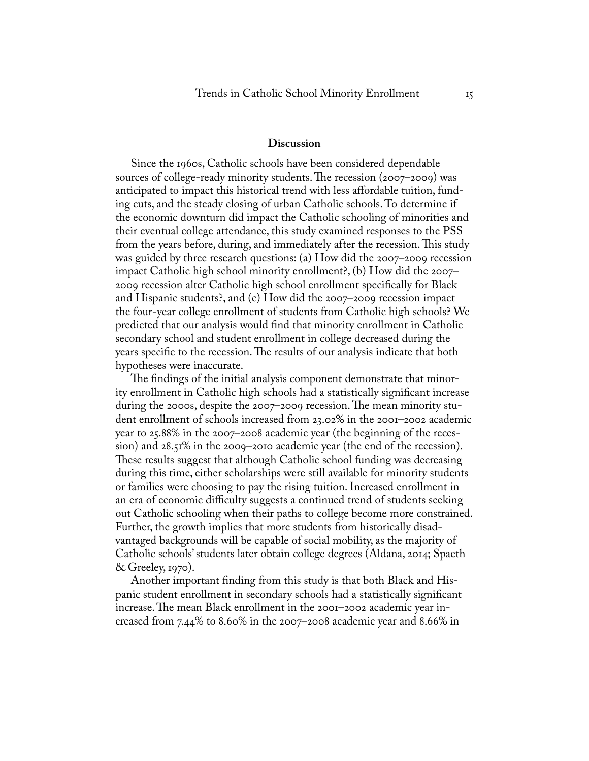## Discussion

Since the 1960s, Catholic schools have been considered dependable sources of college-ready minority students. The recession (2007–2009) was anticipated to impact this historical trend with less affordable tuition, funding cuts, and the steady closing of urban Catholic schools. To determine if the economic downturn did impact the Catholic schooling of minorities and their eventual college attendance, this study examined responses to the PSS from the years before, during, and immediately after the recession. This study was guided by three research questions: (a) How did the 2007–2009 recession impact Catholic high school minority enrollment?, (b) How did the 2007–2009 recession alter Catholic high school enrollment specifically for Black and Hispanic students?, and (c) How did the 2007–2009 recession impact the four-year college enrollment of students from Catholic high schools? We predicted that our analysis would find that minority enrollment in Catholic secondary school and student enrollment in college decreased during the years specific to the recession. The results of our analysis indicate that both hypotheses were inaccurate.

The findings of the initial analysis component demonstrate that minority enrollment in Catholic high schools had a statistically significant increase during the 2000s, despite the 2007–2009 recession. The mean minority student enrollment of schools increased from 23.02% in the 2001–2002 academic year to 25.88% in the 2007–2008 academic year (the beginning of the recession) and 28.51% in the 2009–2010 academic year (the end of the recession). These results suggest that although Catholic school funding was decreasing during this time, either scholarships were still available for minority students or families were choosing to pay the rising tuition. Increased enrollment in an era of economic difficulty suggests a continued trend of students seeking out Catholic schooling when their paths to college become more constrained. Further, the growth implies that more students from historically disadvantaged backgrounds will be capable of social mobility, as the majority of Catholic schools' students later obtain college degrees (Aldana, 2014; Spaeth & Greeley, 1970).

Another important finding from this study is that both Black and Hispanic student enrollment in secondary schools had a statistically significant increase. The mean Black enrollment in the 2001–2002 academic year increased from 7.44% to 8.60% in the 2007–2008 academic year and 8.66% in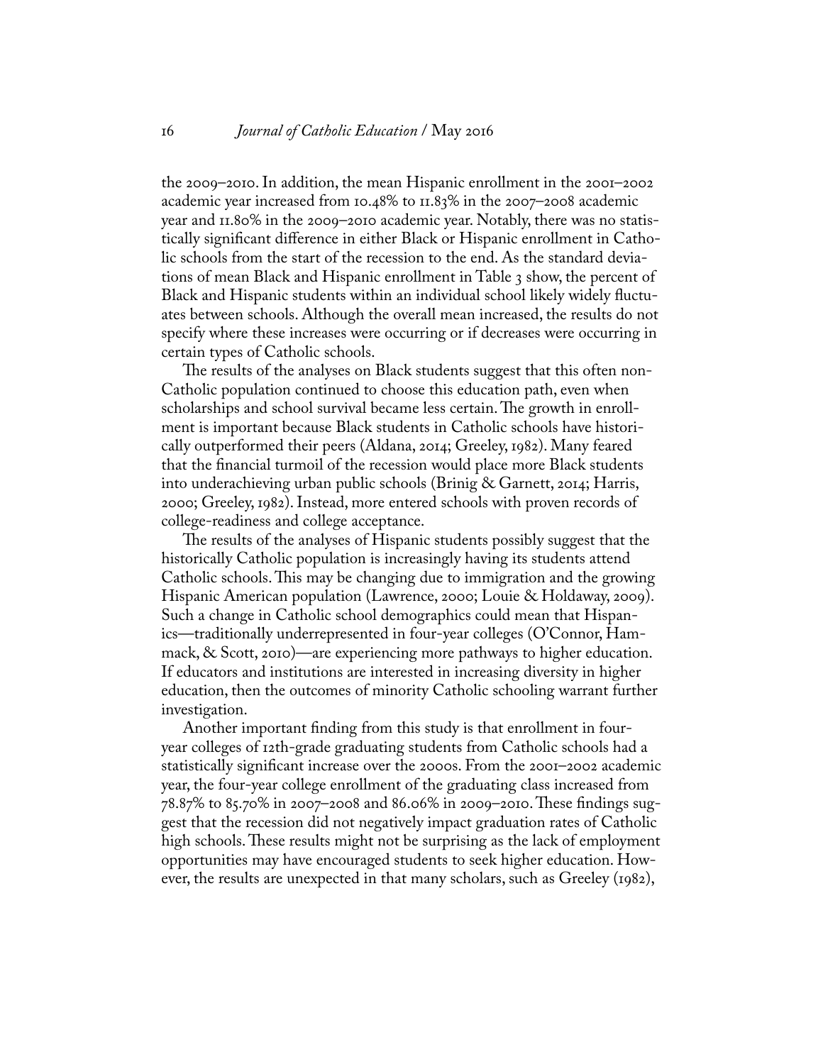the 2009–2010. In addition, the mean Hispanic enrollment in the 2001–2002 academic year increased from 10.48% to 11.83% in the 2007–2008 academic year and 11.80% in the 2009–2010 academic year. Notably, there was no statistically significant difference in either Black or Hispanic enrollment in Catholic schools from the start of the recession to the end. As the standard deviations of mean Black and Hispanic enrollment in Table 3 show, the percent of Black and Hispanic students within an individual school likely widely fluctuates between schools. Although the overall mean increased, the results do not specify where these increases were occurring or if decreases were occurring in certain types of Catholic schools.

The results of the analyses on Black students suggest that this often non-Catholic population continued to choose this education path, even when scholarships and school survival became less certain. The growth in enrollment is important because Black students in Catholic schools have historically outperformed their peers (Aldana, 2014; Greeley, 1982). Many feared that the financial turmoil of the recession would place more Black students into underachieving urban public schools (Brinig & Garnett, 2014; Harris, 2000; Greeley, 1982). Instead, more entered schools with proven records of college-readiness and college acceptance.

The results of the analyses of Hispanic students possibly suggest that the historically Catholic population is increasingly having its students attend Catholic schools. This may be changing due to immigration and the growing Hispanic American population (Lawrence, 2000; Louie & Holdaway, 2009). Such a change in Catholic school demographics could mean that Hispanics—traditionally underrepresented in four-year colleges (O'Connor, Hammack, & Scott, 2010)—are experiencing more pathways to higher education. If educators and institutions are interested in increasing diversity in higher education, then the outcomes of minority Catholic schooling warrant further investigation.

Another important finding from this study is that enrollment in four-year colleges of 12th-grade graduating students from Catholic schools had a statistically significant increase over the 2000s. From the 2001–2002 academic year, the four-year college enrollment of the graduating class increased from 78.87% to 85.70% in 2007–2008 and 86.06% in 2009–2010. These findings suggest that the recession did not negatively impact graduation rates of Catholic high schools. These results might not be surprising as the lack of employment opportunities may have encouraged students to seek higher education. However, the results are unexpected in that many scholars, such as Greeley (1982),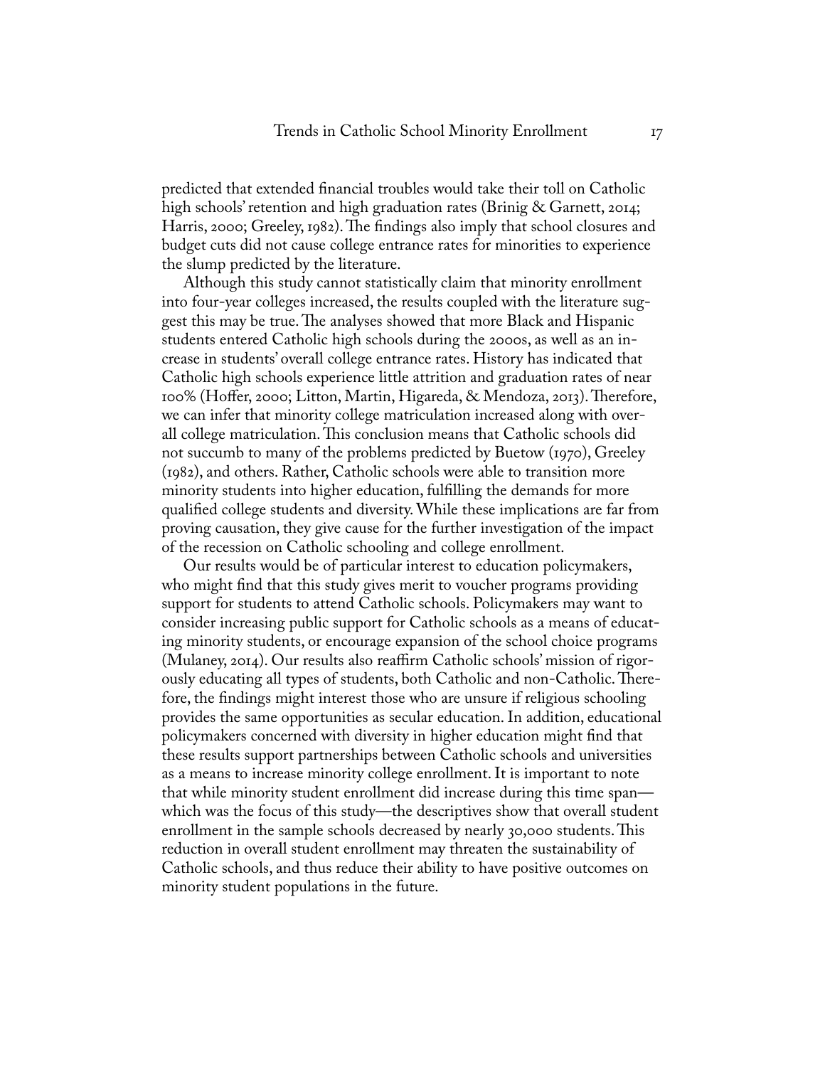predicted that extended financial troubles would take their toll on Catholic high schools' retention and high graduation rates (Brinig & Garnett, 2014; Harris, 2000; Greeley, 1982). The findings also imply that school closures and budget cuts did not cause college entrance rates for minorities to experience the slump predicted by the literature.

Although this study cannot statistically claim that minority enrollment into four-year colleges increased, the results coupled with the literature suggest this may be true. The analyses showed that more Black and Hispanic students entered Catholic high schools during the 2000s, as well as an increase in students' overall college entrance rates. History has indicated that Catholic high schools experience little attrition and graduation rates of near 100% (Hoffer, 2000; Litton, Martin, Higareda, & Mendoza, 2013). Therefore, we can infer that minority college matriculation increased along with overall college matriculation. This conclusion means that Catholic schools did not succumb to many of the problems predicted by Buetow (1970), Greeley (1982), and others. Rather, Catholic schools were able to transition more minority students into higher education, fulfilling the demands for more qualified college students and diversity. While these implications are far from proving causation, they give cause for the further investigation of the impact of the recession on Catholic schooling and college enrollment.

Our results would be of particular interest to education policymakers, who might find that this study gives merit to voucher programs providing support for students to attend Catholic schools. Policymakers may want to consider increasing public support for Catholic schools as a means of educating minority students, or encourage expansion of the school choice programs (Mulaney, 2014). Our results also reaffirm Catholic schools' mission of rigorously educating all types of students, both Catholic and non-Catholic. Therefore, the findings might interest those who are unsure if religious schooling provides the same opportunities as secular education. In addition, educational policymakers concerned with diversity in higher education might find that these results support partnerships between Catholic schools and universities as a means to increase minority college enrollment. It is important to note that while minority student enrollment did increase during this time span—which was the focus of this study—the descriptives show that overall student enrollment in the sample schools decreased by nearly 30,000 students. This reduction in overall student enrollment may threaten the sustainability of Catholic schools, and thus reduce their ability to have positive outcomes on minority student populations in the future.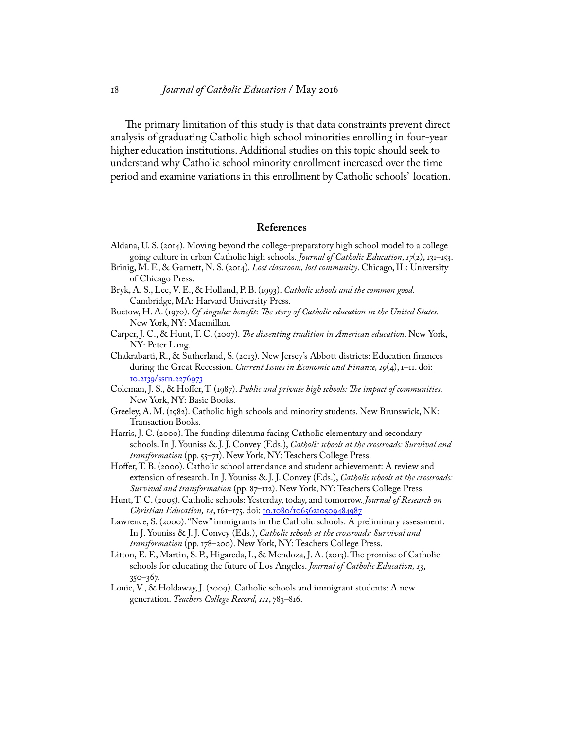The primary limitation of this study is that data constraints prevent direct analysis of graduating Catholic high school minorities enrolling in four-year higher education institutions. Additional studies on this topic should seek to understand why Catholic school minority enrollment increased over the time period and examine variations in this enrollment by Catholic schools' location.

## References

Aldana, U. S. (2014). Moving beyond the college-preparatory high school model to a college going culture in urban Catholic high schools. *Journal of Catholic Education*, *17*(2), 131–153.

Brinig, M. F., & Garnett, N. S. (2014). *Lost classroom, lost community*. Chicago, IL: University of Chicago Press.

Bryk, A. S., Lee, V. E., & Holland, P. B. (1993). *Catholic schools and the common good*. Cambridge, MA: Harvard University Press.

Buetow, H. A. (1970). *Of singular benefit: The story of Catholic education in the United States.* New York, NY: Macmillan.

Carper, J. C., & Hunt, T. C. (2007). *The dissenting tradition in American education*. New York, NY: Peter Lang.

Chakrabarti, R., & Sutherland, S. (2013). New Jersey's Abbott districts: Education finances during the Great Recession. *Current Issues in Economic and Finance, 19*(4), 1–11. doi: 10.2139/ssrn.2276973

Coleman, J. S., & Hoffer, T. (1987). *Public and private high schools: The impact of communities*. New York, NY: Basic Books.

Greeley, A. M. (1982). Catholic high schools and minority students. New Brunswick, NK: Transaction Books.

Harris, J. C. (2000). The funding dilemma facing Catholic elementary and secondary schools. In J. Youniss & J. J. Convey (Eds.), *Catholic schools at the crossroads: Survival and transformation* (pp. 55–71). New York, NY: Teachers College Press.

Hoffer, T. B. (2000). Catholic school attendance and student achievement: A review and extension of research. In J. Youniss & J. J. Convey (Eds.), *Catholic schools at the crossroads: Survival and transformation* (pp. 87–112). New York, NY: Teachers College Press.

Hunt, T. C. (2005). Catholic schools: Yesterday, today, and tomorrow. *Journal of Research on Christian Education, 14*, 161–175. doi: 10.1080/10656210509484987

Lawrence, S. (2000). "New" immigrants in the Catholic schools: A preliminary assessment. In J. Youniss & J. J. Convey (Eds.), *Catholic schools at the crossroads: Survival and transformation* (pp. 178–200). New York, NY: Teachers College Press.

Litton, E. F., Martin, S. P., Higareda, I., & Mendoza, J. A. (2013). The promise of Catholic schools for educating the future of Los Angeles. *Journal of Catholic Education, 13*, 350–367.

Louie, V., & Holdaway, J. (2009). Catholic schools and immigrant students: A new generation. *Teachers College Record, 111*, 783–816.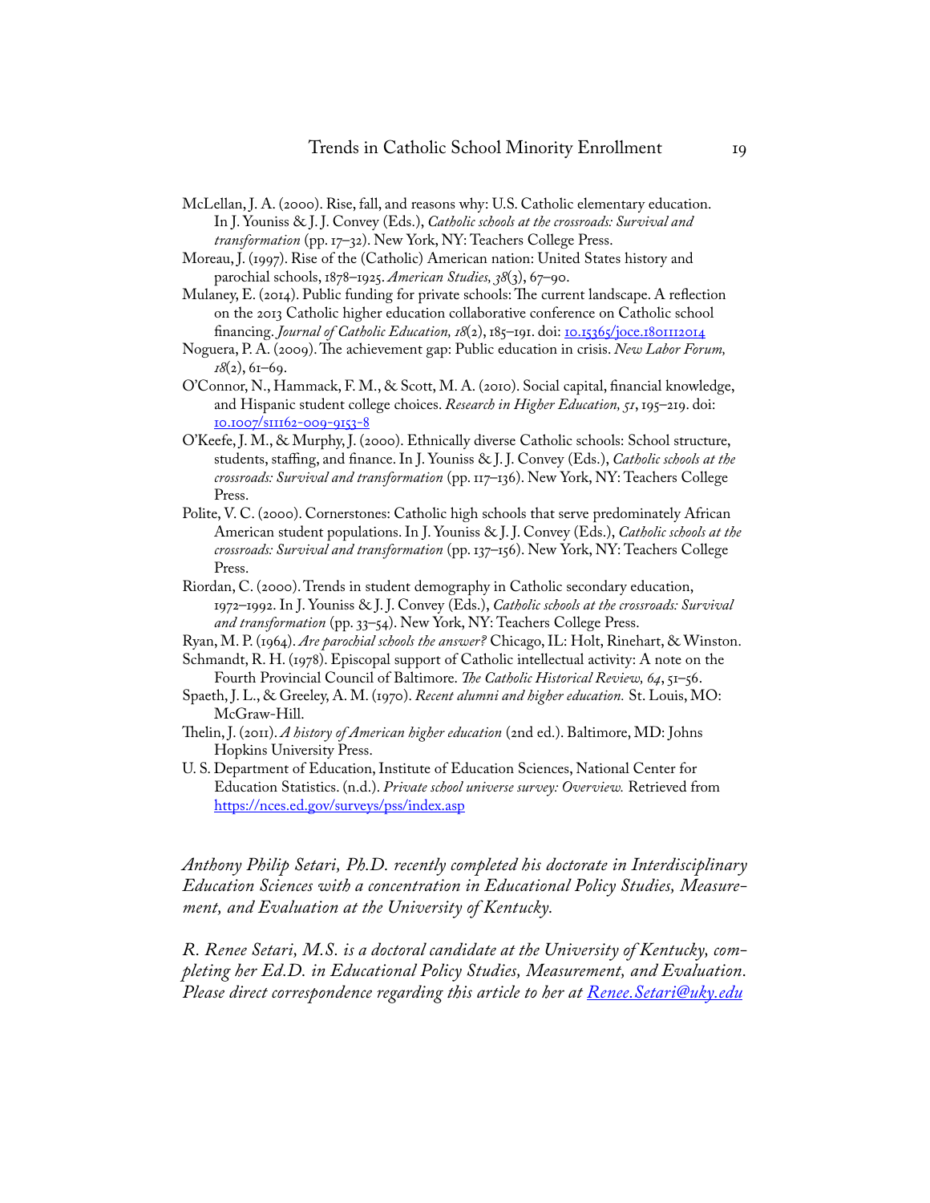McLellan, J. A. (2000). Rise, fall, and reasons why: U.S. Catholic elementary education. In J. Youniss & J. J. Convey (Eds.), *Catholic schools at the crossroads: Survival and transformation* (pp. 17–32). New York, NY: Teachers College Press.

Moreau, J. (1997). Rise of the (Catholic) American nation: United States history and parochial schools, 1878–1925. *American Studies, 38*(3), 67–90.

Mulaney, E. (2014). Public funding for private schools: The current landscape. A reflection on the 2013 Catholic higher education collaborative conference on Catholic school financing. *Journal of Catholic Education, 18*(2), 185–191. doi: [10.15365/joce.1801112014](10.15365/joce.1801112014)

Noguera, P. A. (2009). The achievement gap: Public education in crisis. *New Labor Forum, 18*(2), 61–69.

O'Connor, N., Hammack, F. M., & Scott, M. A. (2010). Social capital, financial knowledge, and Hispanic student college choices. *Research in Higher Education, 51*, 195–219. doi: [10.1007/s11162-009-9153-8](10.1007/s11162-009-9153-8)

O'Keefe, J. M., & Murphy, J. (2000). Ethnically diverse Catholic schools: School structure, students, staffing, and finance. In J. Youniss & J. J. Convey (Eds.), *Catholic schools at the crossroads: Survival and transformation* (pp. 117–136). New York, NY: Teachers College Press.

Polite, V. C. (2000). Cornerstones: Catholic high schools that serve predominately African American student populations. In J. Youniss & J. J. Convey (Eds.), *Catholic schools at the crossroads: Survival and transformation* (pp. 137–156). New York, NY: Teachers College Press.

Riordan, C. (2000). Trends in student demography in Catholic secondary education, 1972–1992. In J. Youniss & J. J. Convey (Eds.), *Catholic schools at the crossroads: Survival and transformation* (pp. 33–54). New York, NY: Teachers College Press.

Ryan, M. P. (1964). *Are parochial schools the answer?* Chicago, IL: Holt, Rinehart, & Winston.

Schmandt, R. H. (1978). Episcopal support of Catholic intellectual activity: A note on the Fourth Provincial Council of Baltimore. *The Catholic Historical Review, 64*, 51–56.

Spaeth, J. L., & Greeley, A. M. (1970). *Recent alumni and higher education.* St. Louis, MO: McGraw-Hill.

Thelin, J. (2011). *A history of American higher education* (2nd ed.). Baltimore, MD: Johns Hopkins University Press.

U. S. Department of Education, Institute of Education Sciences, National Center for Education Statistics. (n.d.). *Private school universe survey: Overview.* Retrieved from [https://nces.ed.gov/surveys/pss/index.asp](https://nces.ed.gov/surveys/pss/index.asp)

*Anthony Philip Setari, Ph.D. recently completed his doctorate in Interdisciplinary Education Sciences with a concentration in Educational Policy Studies, Measurement, and Evaluation at the University of Kentucky.*

*R. Renee Setari, M.S. is a doctoral candidate at the University of Kentucky, completing her Ed.D. in Educational Policy Studies, Measurement, and Evaluation. Please direct correspondence regarding this article to her at [Renee.Setari@uky.edu](mailto:Renee.Setari@uky.edu)*